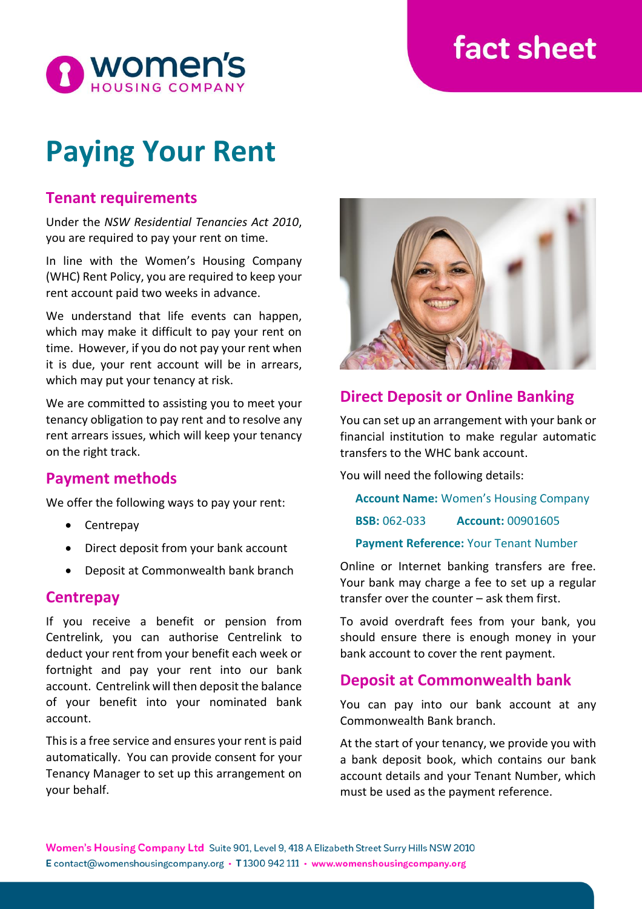women's HOUSING COMPANY

fact sheet

# Paying Your Rent

## Tenant requirements

Under the *NSW Residential Tenancies Act 2010*, you are required to pay your rent on time.

In line with the Women's Housing Company (WHC) Rent Policy, you are required to keep your rent account paid two weeks in advance.

We understand that life events can happen, which may make it difficult to pay your rent on time. However, if you do not pay your rent when it is due, your rent account will be in arrears, which may put your tenancy at risk.

We are committed to assisting you to meet your tenancy obligation to pay rent and to resolve any rent arrears issues, which will keep your tenancy on the right track.

## Payment methods

We offer the following ways to pay your rent:

- Centrepay
- Direct deposit from your bank account
- Deposit at Commonwealth bank branch

## Centrepay

If you receive a benefit or pension from Centrelink, you can authorise Centrelink to deduct your rent from your benefit each week or fortnight and pay your rent into our bank account. Centrelink will then deposit the balance of your benefit into your nominated bank account.

This is a free service and ensures your rent is paid automatically. You can provide consent for your Tenancy Manager to set up this arrangement on your behalf.

## Direct Deposit or Online Banking

You can set up an arrangement with your bank or financial institution to make regular automatic transfers to the WHC bank account.

You will need the following details:

**Account Name:** Women's Housing Company

**BSB:** 062-033 **Account:** 00901605

**Payment Reference:** Your Tenant Number

Online or Internet banking transfers are free. Your bank may charge a fee to set up a regular transfer over the counter – ask them first.

To avoid overdraft fees from your bank, you should ensure there is enough money in your bank account to cover the rent payment.

## Deposit at Commonwealth bank

You can pay into our bank account at any Commonwealth Bank branch.

At the start of your tenancy, we provide you with a bank deposit book, which contains our bank account details and your Tenant Number, which must be used as the payment reference.

**Women's Housing Company Ltd** Suite 901, Level 9, 418 A Elizabeth Street Surry Hills NSW 2010
E contact@womenshousingcompany.org • T 1300 942 111 • www.womenshousingcompany.org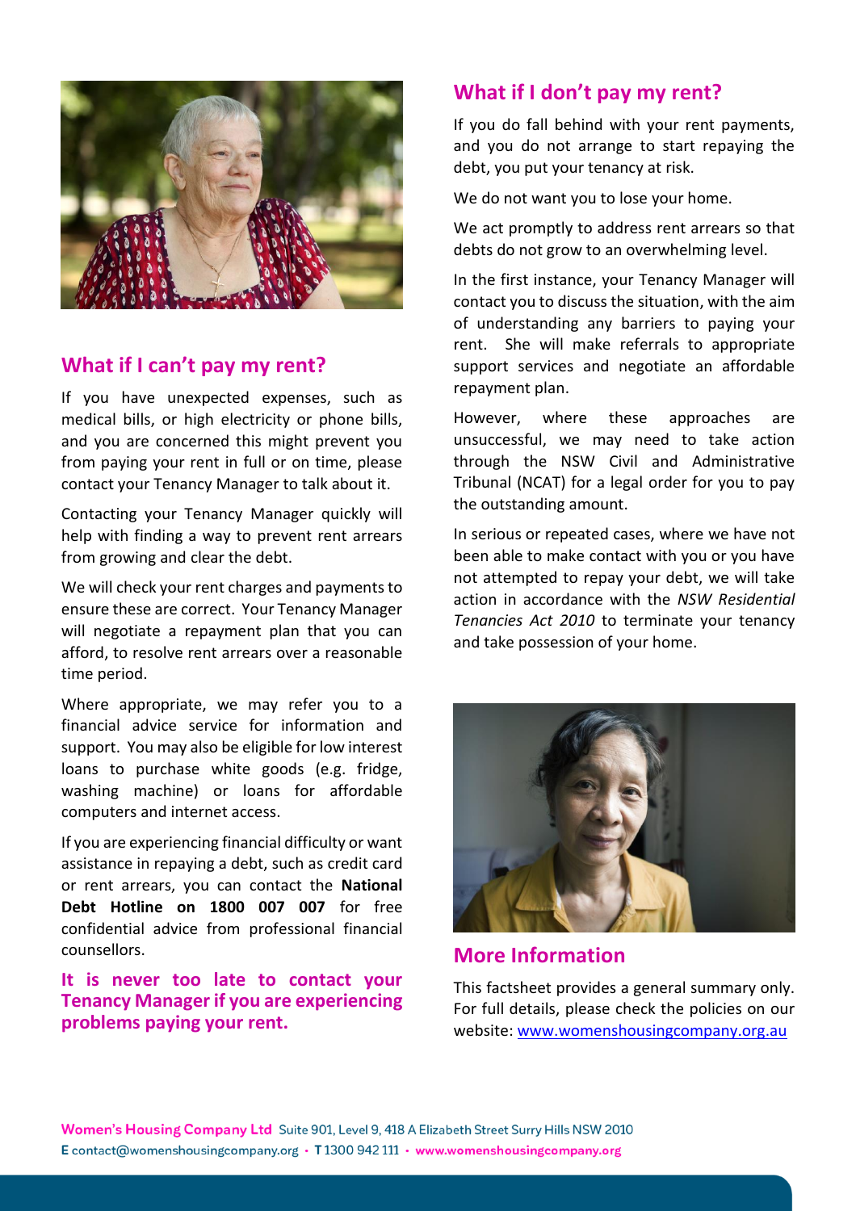## What if I can't pay my rent?

If you have unexpected expenses, such as medical bills, or high electricity or phone bills, and you are concerned this might prevent you from paying your rent in full or on time, please contact your Tenancy Manager to talk about it.

Contacting your Tenancy Manager quickly will help with finding a way to prevent rent arrears from growing and clear the debt.

We will check your rent charges and payments to ensure these are correct. Your Tenancy Manager will negotiate a repayment plan that you can afford, to resolve rent arrears over a reasonable time period.

Where appropriate, we may refer you to a financial advice service for information and support. You may also be eligible for low interest loans to purchase white goods (e.g. fridge, washing machine) or loans for affordable computers and internet access.

If you are experiencing financial difficulty or want assistance in repaying a debt, such as credit card or rent arrears, you can contact the **National Debt Hotline on 1800 007 007** for free confidential advice from professional financial counsellors.

**It is never too late to contact your Tenancy Manager if you are experiencing problems paying your rent.**

## What if I don't pay my rent?

If you do fall behind with your rent payments, and you do not arrange to start repaying the debt, you put your tenancy at risk.

We do not want you to lose your home.

We act promptly to address rent arrears so that debts do not grow to an overwhelming level.

In the first instance, your Tenancy Manager will contact you to discuss the situation, with the aim of understanding any barriers to paying your rent. She will make referrals to appropriate support services and negotiate an affordable repayment plan.

However, where these approaches are unsuccessful, we may need to take action through the NSW Civil and Administrative Tribunal (NCAT) for a legal order for you to pay the outstanding amount.

In serious or repeated cases, where we have not been able to make contact with you or you have not attempted to repay your debt, we will take action in accordance with the *NSW Residential Tenancies Act 2010* to terminate your tenancy and take possession of your home.

## More Information

This factsheet provides a general summary only. For full details, please check the policies on our website: www.womenshousingcompany.org.au

**Women's Housing Company Ltd** Suite 901, Level 9, 418 A Elizabeth Street Surry Hills NSW 2010
E contact@womenshousingcompany.org • T 1300 942 111 • www.womenshousingcompany.org